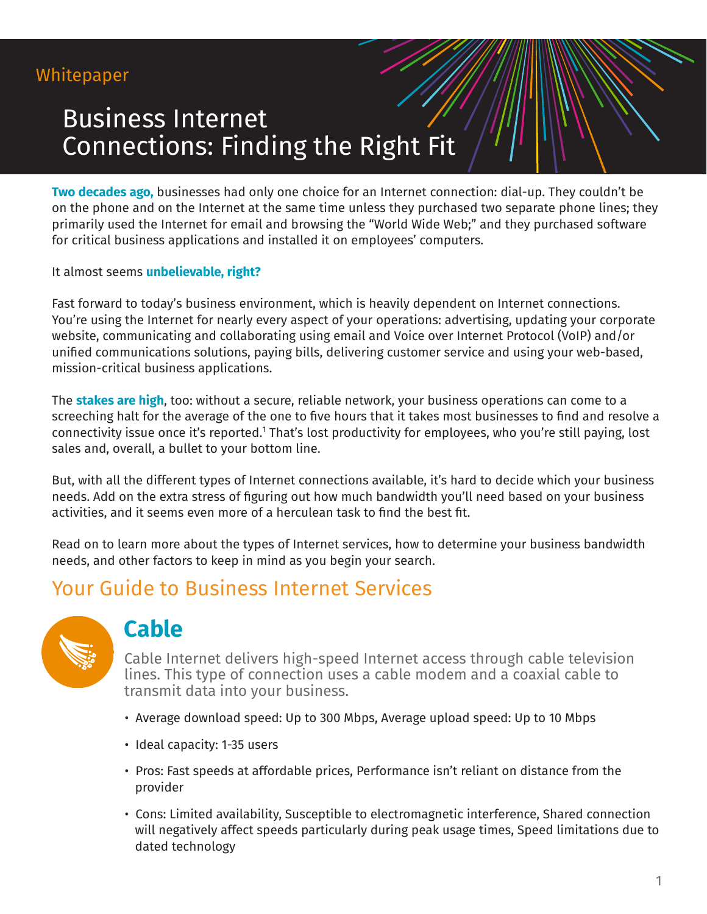Whitepaper

# Business Internet Connections: Finding the Right Fit

**Two decades ago,** businesses had only one choice for an Internet connection: dial-up. They couldn't be on the phone and on the Internet at the same time unless they purchased two separate phone lines; they primarily used the Internet for email and browsing the "World Wide Web;" and they purchased software for critical business applications and installed it on employees' computers.

It almost seems **unbelievable, right?**

Fast forward to today's business environment, which is heavily dependent on Internet connections. You're using the Internet for nearly every aspect of your operations: advertising, updating your corporate website, communicating and collaborating using email and Voice over Internet Protocol (VoIP) and/or unified communications solutions, paying bills, delivering customer service and using your web-based, mission-critical business applications.

The **stakes are high**, too: without a secure, reliable network, your business operations can come to a screeching halt for the average of the one to five hours that it takes most businesses to find and resolve a connectivity issue once it's reported.[1] That's lost productivity for employees, who you're still paying, lost sales and, overall, a bullet to your bottom line.

But, with all the different types of Internet connections available, it's hard to decide which your business needs. Add on the extra stress of figuring out how much bandwidth you'll need based on your business activities, and it seems even more of a herculean task to find the best fit.

Read on to learn more about the types of Internet services, how to determine your business bandwidth needs, and other factors to keep in mind as you begin your search.

## Your Guide to Business Internet Services

### Cable

Cable Internet delivers high-speed Internet access through cable television lines. This type of connection uses a cable modem and a coaxial cable to transmit data into your business.

- Average download speed: Up to 300 Mbps, Average upload speed: Up to 10 Mbps
- Ideal capacity: 1-35 users
- Pros: Fast speeds at affordable prices, Performance isn't reliant on distance from the provider
- Cons: Limited availability, Susceptible to electromagnetic interference, Shared connection will negatively affect speeds particularly during peak usage times, Speed limitations due to dated technology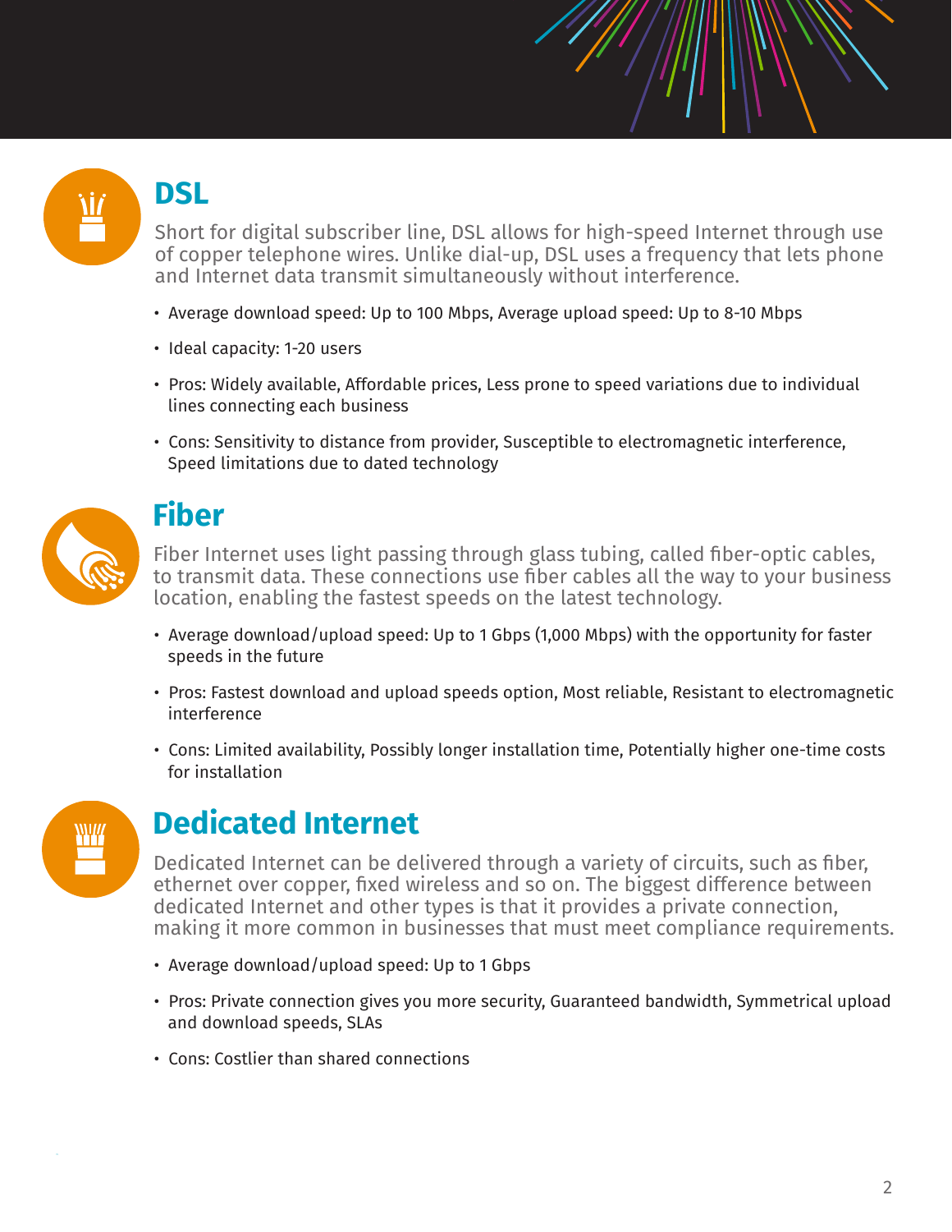## DSL

Short for digital subscriber line, DSL allows for high-speed Internet through use of copper telephone wires. Unlike dial-up, DSL uses a frequency that lets phone and Internet data transmit simultaneously without interference.

- Average download speed: Up to 100 Mbps, Average upload speed: Up to 8-10 Mbps
- Ideal capacity: 1-20 users
- Pros: Widely available, Affordable prices, Less prone to speed variations due to individual lines connecting each business
- Cons: Sensitivity to distance from provider, Susceptible to electromagnetic interference, Speed limitations due to dated technology

## Fiber

Fiber Internet uses light passing through glass tubing, called fiber-optic cables, to transmit data. These connections use fiber cables all the way to your business location, enabling the fastest speeds on the latest technology.

- Average download/upload speed: Up to 1 Gbps (1,000 Mbps) with the opportunity for faster speeds in the future
- Pros: Fastest download and upload speeds option, Most reliable, Resistant to electromagnetic interference
- Cons: Limited availability, Possibly longer installation time, Potentially higher one-time costs for installation

## Dedicated Internet

Dedicated Internet can be delivered through a variety of circuits, such as fiber, ethernet over copper, fixed wireless and so on. The biggest difference between dedicated Internet and other types is that it provides a private connection, making it more common in businesses that must meet compliance requirements.

- Average download/upload speed: Up to 1 Gbps
- Pros: Private connection gives you more security, Guaranteed bandwidth, Symmetrical upload and download speeds, SLAs
- Cons: Costlier than shared connections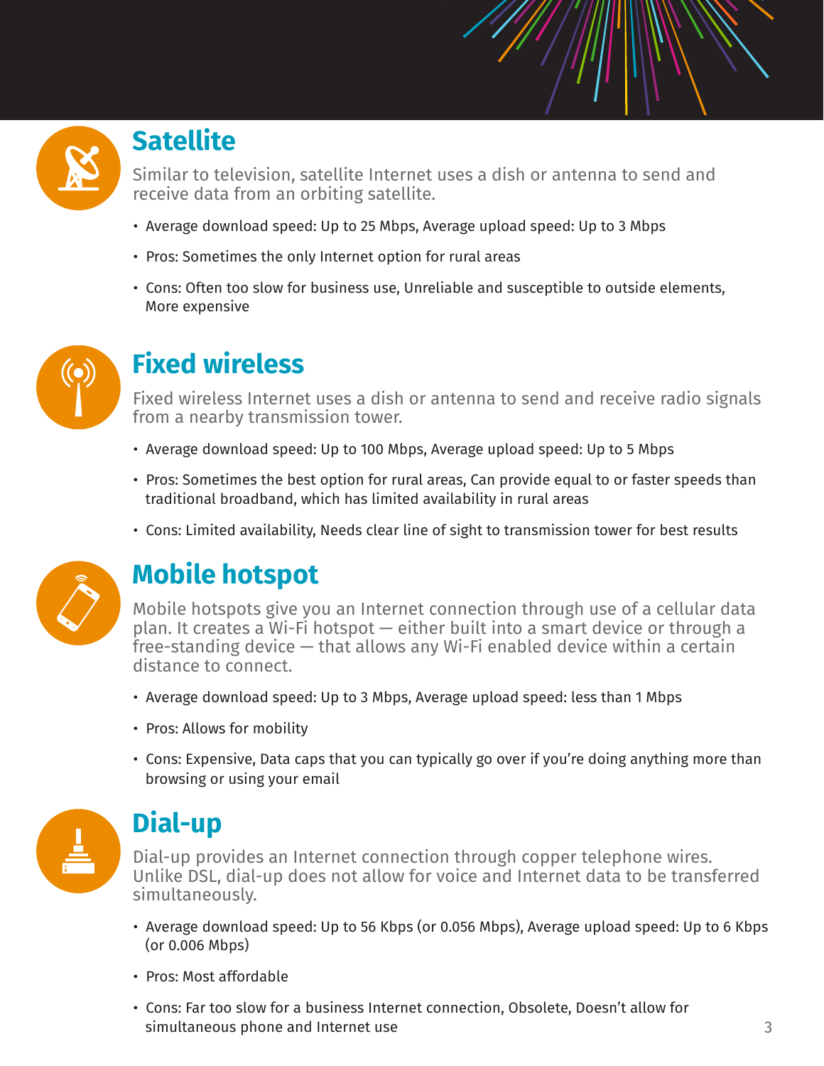## Satellite

Similar to television, satellite Internet uses a dish or antenna to send and receive data from an orbiting satellite.

- Average download speed: Up to 25 Mbps, Average upload speed: Up to 3 Mbps
- Pros: Sometimes the only Internet option for rural areas
- Cons: Often too slow for business use, Unreliable and susceptible to outside elements, More expensive

## Fixed wireless

Fixed wireless Internet uses a dish or antenna to send and receive radio signals from a nearby transmission tower.

- Average download speed: Up to 100 Mbps, Average upload speed: Up to 5 Mbps
- Pros: Sometimes the best option for rural areas, Can provide equal to or faster speeds than traditional broadband, which has limited availability in rural areas
- Cons: Limited availability, Needs clear line of sight to transmission tower for best results

## Mobile hotspot

Mobile hotspots give you an Internet connection through use of a cellular data plan. It creates a Wi-Fi hotspot — either built into a smart device or through a free-standing device — that allows any Wi-Fi enabled device within a certain distance to connect.

- Average download speed: Up to 3 Mbps, Average upload speed: less than 1 Mbps
- Pros: Allows for mobility
- Cons: Expensive, Data caps that you can typically go over if you're doing anything more than browsing or using your email

## Dial-up

Dial-up provides an Internet connection through copper telephone wires. Unlike DSL, dial-up does not allow for voice and Internet data to be transferred simultaneously.

- Average download speed: Up to 56 Kbps (or 0.056 Mbps), Average upload speed: Up to 6 Kbps (or 0.006 Mbps)
- Pros: Most affordable
- Cons: Far too slow for a business Internet connection, Obsolete, Doesn't allow for simultaneous phone and Internet use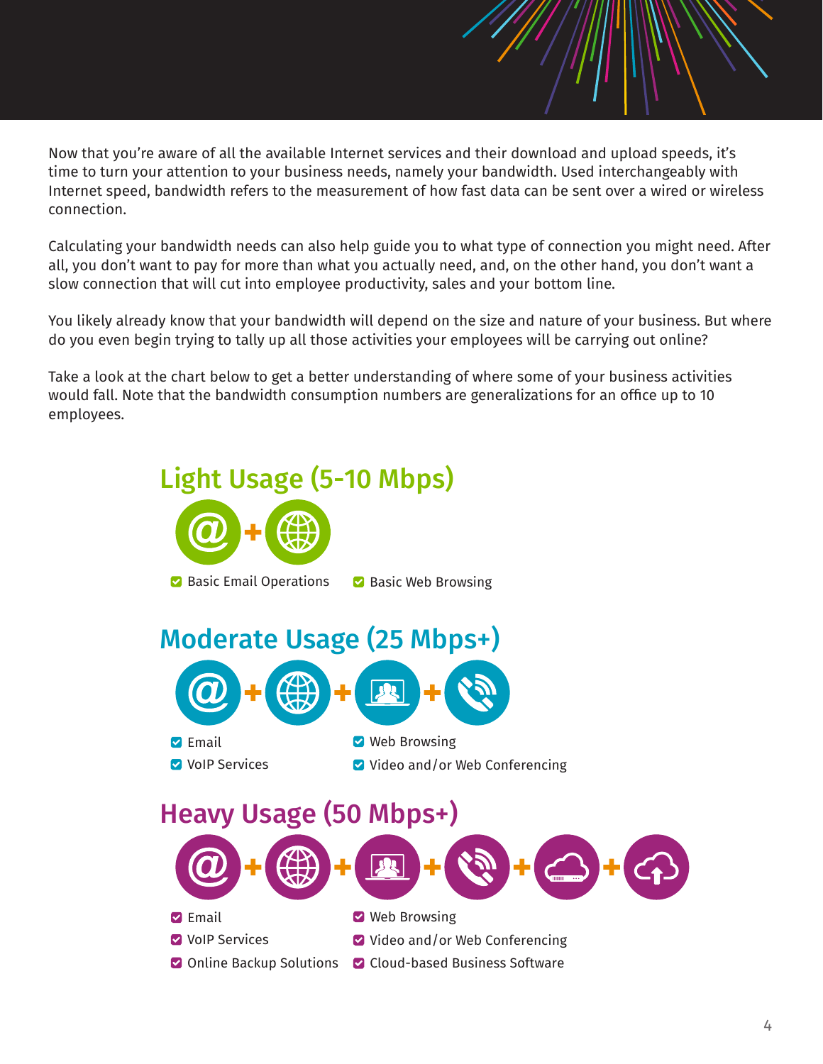Now that you're aware of all the available Internet services and their download and upload speeds, it's time to turn your attention to your business needs, namely your bandwidth. Used interchangeably with Internet speed, bandwidth refers to the measurement of how fast data can be sent over a wired or wireless connection.

Calculating your bandwidth needs can also help guide you to what type of connection you might need. After all, you don't want to pay for more than what you actually need, and, on the other hand, you don't want a slow connection that will cut into employee productivity, sales and your bottom line.

You likely already know that your bandwidth will depend on the size and nature of your business. But where do you even begin trying to tally up all those activities your employees will be carrying out online?

Take a look at the chart below to get a better understanding of where some of your business activities would fall. Note that the bandwidth consumption numbers are generalizations for an office up to 10 employees.

## Light Usage (5-10 Mbps)

- Basic Email Operations
- Basic Web Browsing

## Moderate Usage (25 Mbps+)

- Email
- Web Browsing
- VoIP Services
- Video and/or Web Conferencing

## Heavy Usage (50 Mbps+)

- Email
- Web Browsing
- VoIP Services
- Video and/or Web Conferencing
- Online Backup Solutions
- Cloud-based Business Software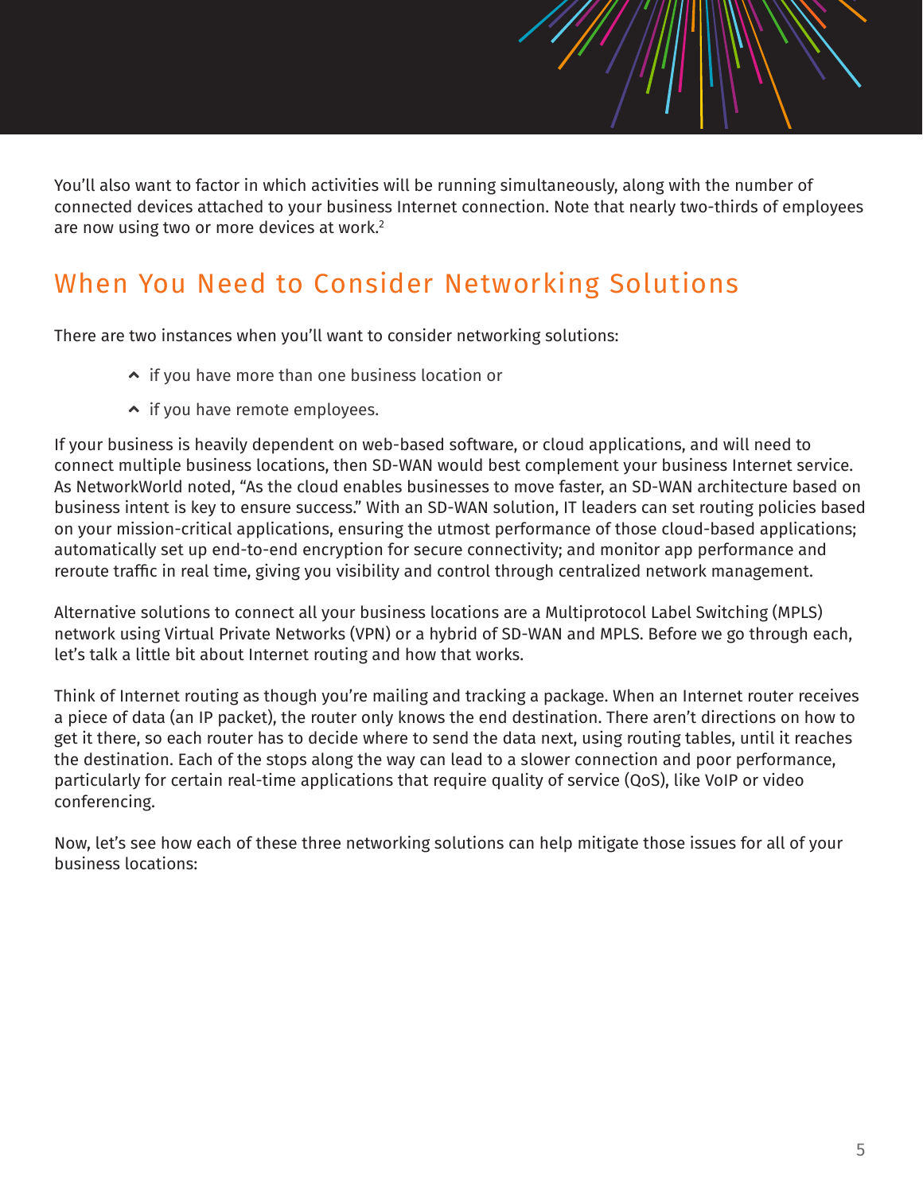You'll also want to factor in which activities will be running simultaneously, along with the number of connected devices attached to your business Internet connection. Note that nearly two-thirds of employees are now using two or more devices at work.[2]

## When You Need to Consider Networking Solutions

There are two instances when you'll want to consider networking solutions:

- if you have more than one business location or
- if you have remote employees.

If your business is heavily dependent on web-based software, or cloud applications, and will need to connect multiple business locations, then SD-WAN would best complement your business Internet service. As NetworkWorld noted, "As the cloud enables businesses to move faster, an SD-WAN architecture based on business intent is key to ensure success." With an SD-WAN solution, IT leaders can set routing policies based on your mission-critical applications, ensuring the utmost performance of those cloud-based applications; automatically set up end-to-end encryption for secure connectivity; and monitor app performance and reroute traffic in real time, giving you visibility and control through centralized network management.

Alternative solutions to connect all your business locations are a Multiprotocol Label Switching (MPLS) network using Virtual Private Networks (VPN) or a hybrid of SD-WAN and MPLS. Before we go through each, let's talk a little bit about Internet routing and how that works.

Think of Internet routing as though you're mailing and tracking a package. When an Internet router receives a piece of data (an IP packet), the router only knows the end destination. There aren't directions on how to get it there, so each router has to decide where to send the data next, using routing tables, until it reaches the destination. Each of the stops along the way can lead to a slower connection and poor performance, particularly for certain real-time applications that require quality of service (QoS), like VoIP or video conferencing.

Now, let's see how each of these three networking solutions can help mitigate those issues for all of your business locations: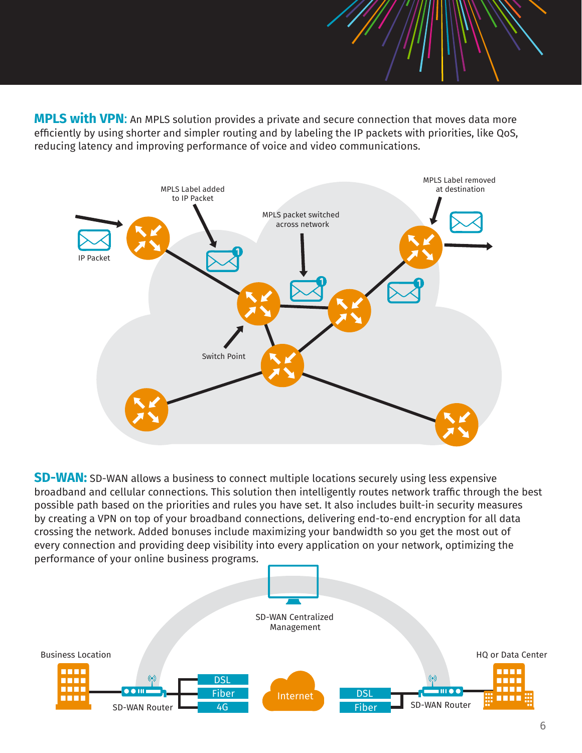**MPLS with VPN:** An MPLS solution provides a private and secure connection that moves data more efficiently by using shorter and simpler routing and by labeling the IP packets with priorities, like QoS, reducing latency and improving performance of voice and video communications.

MPLS Label added to IP Packet

MPLS packet switched across network

MPLS Label removed at destination

IP Packet

Switch Point

**SD-WAN:** SD-WAN allows a business to connect multiple locations securely using less expensive broadband and cellular connections. This solution then intelligently routes network traffic through the best possible path based on the priorities and rules you have set. It also includes built-in security measures by creating a VPN on top of your broadband connections, delivering end-to-end encryption for all data crossing the network. Added bonuses include maximizing your bandwidth so you get the most out of every connection and providing deep visibility into every application on your network, optimizing the performance of your online business programs.

SD-WAN Centralized Management

Business Location

HQ or Data Center

SD-WAN Router

DSL

Fiber

4G

Internet

DSL

Fiber

SD-WAN Router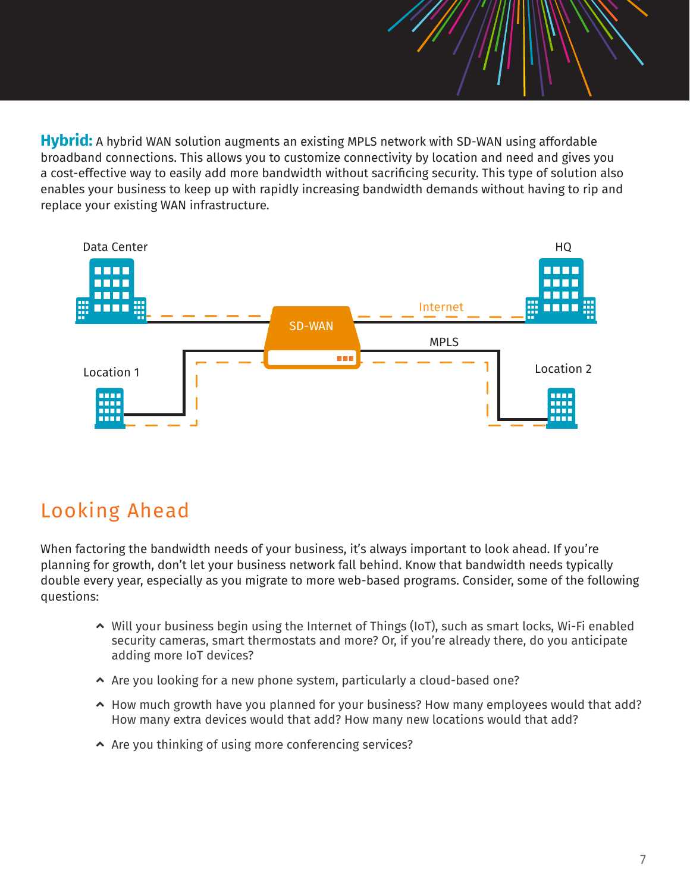**Hybrid:** A hybrid WAN solution augments an existing MPLS network with SD-WAN using affordable broadband connections. This allows you to customize connectivity by location and need and gives you a cost-effective way to easily add more bandwidth without sacrificing security. This type of solution also enables your business to keep up with rapidly increasing bandwidth demands without having to rip and replace your existing WAN infrastructure.

Data Center

HQ

SD-WAN

Internet

MPLS

Location 1

Location 2

## Looking Ahead

When factoring the bandwidth needs of your business, it's always important to look ahead. If you're planning for growth, don't let your business network fall behind. Know that bandwidth needs typically double every year, especially as you migrate to more web-based programs. Consider, some of the following questions:

- Will your business begin using the Internet of Things (IoT), such as smart locks, Wi-Fi enabled security cameras, smart thermostats and more? Or, if you're already there, do you anticipate adding more IoT devices?
- Are you looking for a new phone system, particularly a cloud-based one?
- How much growth have you planned for your business? How many employees would that add? How many extra devices would that add? How many new locations would that add?
- Are you thinking of using more conferencing services?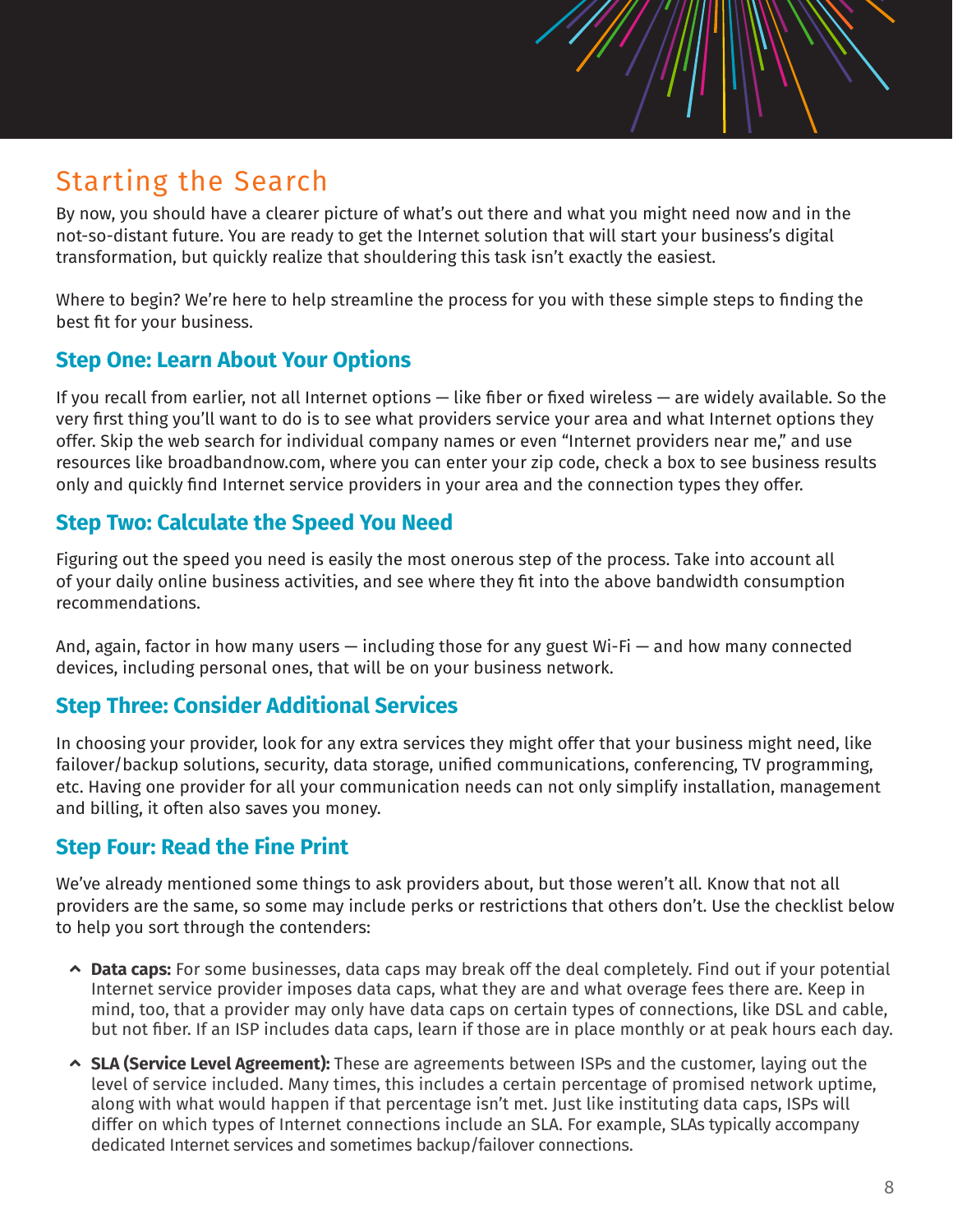## Starting the Search

By now, you should have a clearer picture of what's out there and what you might need now and in the not-so-distant future. You are ready to get the Internet solution that will start your business's digital transformation, but quickly realize that shouldering this task isn't exactly the easiest.

Where to begin? We're here to help streamline the process for you with these simple steps to finding the best fit for your business.

### Step One: Learn About Your Options

If you recall from earlier, not all Internet options — like fiber or fixed wireless — are widely available. So the very first thing you'll want to do is to see what providers service your area and what Internet options they offer. Skip the web search for individual company names or even "Internet providers near me," and use resources like broadbandnow.com, where you can enter your zip code, check a box to see business results only and quickly find Internet service providers in your area and the connection types they offer.

### Step Two: Calculate the Speed You Need

Figuring out the speed you need is easily the most onerous step of the process. Take into account all of your daily online business activities, and see where they fit into the above bandwidth consumption recommendations.

And, again, factor in how many users — including those for any guest Wi-Fi — and how many connected devices, including personal ones, that will be on your business network.

### Step Three: Consider Additional Services

In choosing your provider, look for any extra services they might offer that your business might need, like failover/backup solutions, security, data storage, unified communications, conferencing, TV programming, etc. Having one provider for all your communication needs can not only simplify installation, management and billing, it often also saves you money.

### Step Four: Read the Fine Print

We've already mentioned some things to ask providers about, but those weren't all. Know that not all providers are the same, so some may include perks or restrictions that others don't. Use the checklist below to help you sort through the contenders:

- **Data caps:** For some businesses, data caps may break off the deal completely. Find out if your potential Internet service provider imposes data caps, what they are and what overage fees there are. Keep in mind, too, that a provider may only have data caps on certain types of connections, like DSL and cable, but not fiber. If an ISP includes data caps, learn if those are in place monthly or at peak hours each day.
- **SLA (Service Level Agreement):** These are agreements between ISPs and the customer, laying out the level of service included. Many times, this includes a certain percentage of promised network uptime, along with what would happen if that percentage isn't met. Just like instituting data caps, ISPs will differ on which types of Internet connections include an SLA. For example, SLAs typically accompany dedicated Internet services and sometimes backup/failover connections.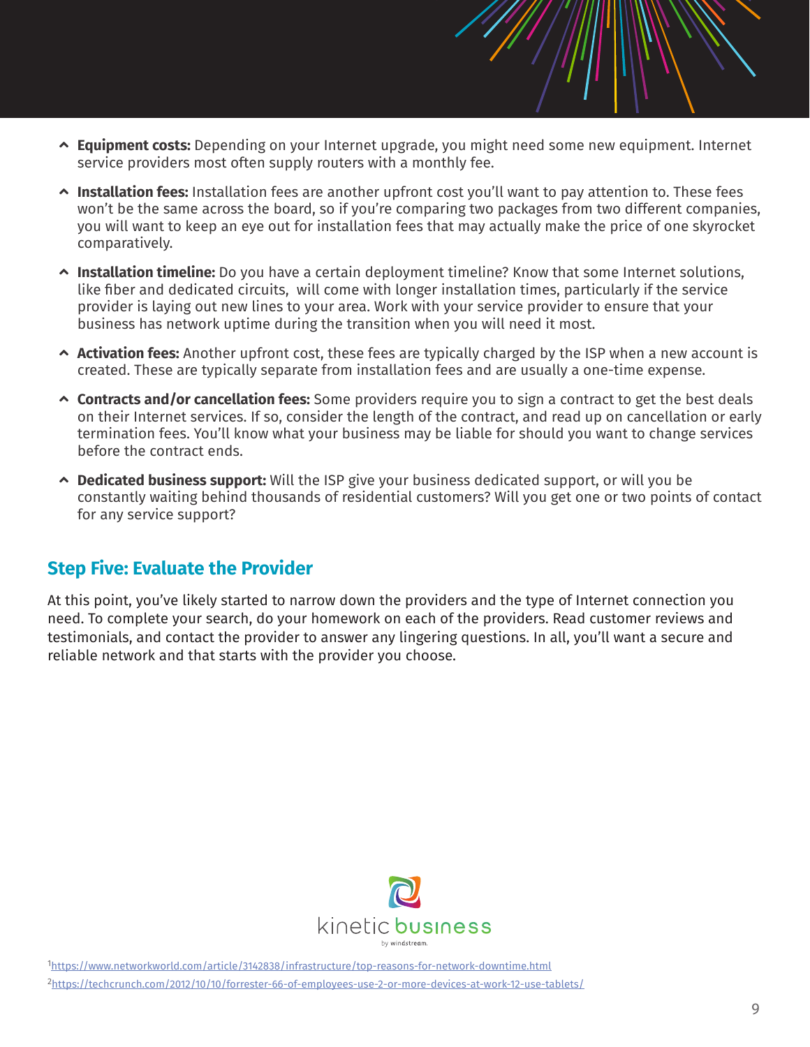- **Equipment costs:** Depending on your Internet upgrade, you might need some new equipment. Internet service providers most often supply routers with a monthly fee.
- **Installation fees:** Installation fees are another upfront cost you'll want to pay attention to. These fees won't be the same across the board, so if you're comparing two packages from two different companies, you will want to keep an eye out for installation fees that may actually make the price of one skyrocket comparatively.
- **Installation timeline:** Do you have a certain deployment timeline? Know that some Internet solutions, like fiber and dedicated circuits, will come with longer installation times, particularly if the service provider is laying out new lines to your area. Work with your service provider to ensure that your business has network uptime during the transition when you will need it most.
- **Activation fees:** Another upfront cost, these fees are typically charged by the ISP when a new account is created. These are typically separate from installation fees and are usually a one-time expense.
- **Contracts and/or cancellation fees:** Some providers require you to sign a contract to get the best deals on their Internet services. If so, consider the length of the contract, and read up on cancellation or early termination fees. You'll know what your business may be liable for should you want to change services before the contract ends.
- **Dedicated business support:** Will the ISP give your business dedicated support, or will you be constantly waiting behind thousands of residential customers? Will you get one or two points of contact for any service support?

## Step Five: Evaluate the Provider

At this point, you've likely started to narrow down the providers and the type of Internet connection you need. To complete your search, do your homework on each of the providers. Read customer reviews and testimonials, and contact the provider to answer any lingering questions. In all, you'll want a secure and reliable network and that starts with the provider you choose.

kinetic business
by windstream.

[1] https://www.networkworld.com/article/3142838/infrastructure/top-reasons-for-network-downtime.html

[2] https://techcrunch.com/2012/10/10/forrester-66-of-employees-use-2-or-more-devices-at-work-12-use-tablets/